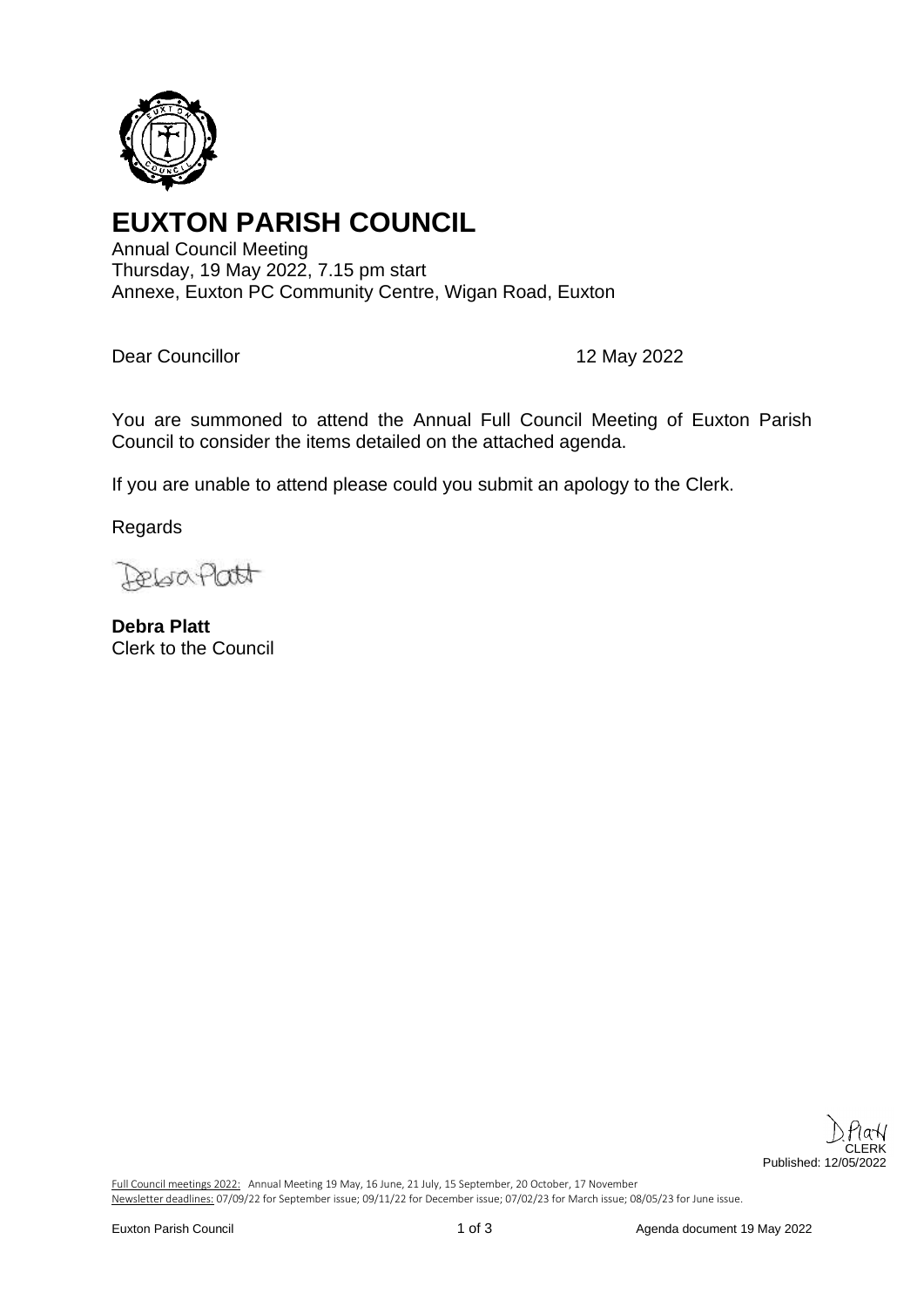# EUXTON PARISH COUNCIL

Annual Council Meeting
Thursday, 19 May 2022, 7.15 pm start
Annexe, Euxton PC Community Centre, Wigan Road, Euxton

Dear Councillor

12 May 2022

You are summoned to attend the Annual Full Council Meeting of Euxton Parish Council to consider the items detailed on the attached agenda.

If you are unable to attend please could you submit an apology to the Clerk.

Regards

**Debra Platt**
Clerk to the Council

CLERK
Published: 12/05/2022

Full Council meetings 2022: Annual Meeting 19 May, 16 June, 21 July, 15 September, 20 October, 17 November
Newsletter deadlines: 07/09/22 for September issue; 09/11/22 for December issue; 07/02/23 for March issue; 08/05/23 for June issue.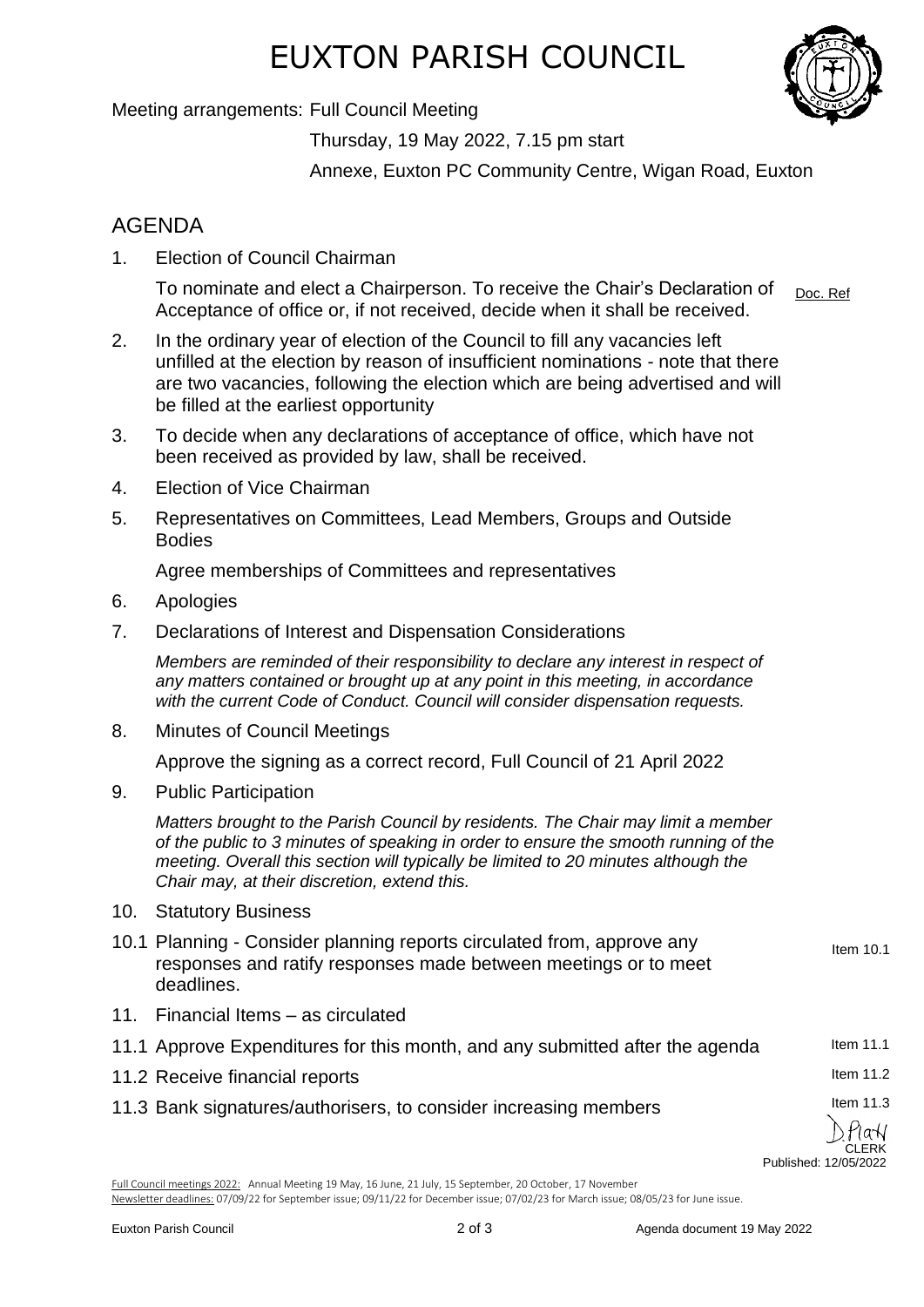# EUXTON PARISH COUNCIL

Meeting arrangements: Full Council Meeting

Thursday, 19 May 2022, 7.15 pm start

Annexe, Euxton PC Community Centre, Wigan Road, Euxton

## AGENDA

1. Election of Council Chairman

   To nominate and elect a Chairperson. To receive the Chair's Declaration of Acceptance of office or, if not received, decide when it shall be received. Doc. Ref

2. In the ordinary year of election of the Council to fill any vacancies left unfilled at the election by reason of insufficient nominations - note that there are two vacancies, following the election which are being advertised and will be filled at the earliest opportunity

3. To decide when any declarations of acceptance of office, which have not been received as provided by law, shall be received.

4. Election of Vice Chairman

5. Representatives on Committees, Lead Members, Groups and Outside Bodies

   Agree memberships of Committees and representatives

6. Apologies

7. Declarations of Interest and Dispensation Considerations

   *Members are reminded of their responsibility to declare any interest in respect of any matters contained or brought up at any point in this meeting, in accordance with the current Code of Conduct. Council will consider dispensation requests.*

8. Minutes of Council Meetings

   Approve the signing as a correct record, Full Council of 21 April 2022

9. Public Participation

   *Matters brought to the Parish Council by residents. The Chair may limit a member of the public to 3 minutes of speaking in order to ensure the smooth running of the meeting. Overall this section will typically be limited to 20 minutes although the Chair may, at their discretion, extend this.*

10. Statutory Business

10.1 Planning - Consider planning reports circulated from, approve any responses and ratify responses made between meetings or to meet deadlines. Item 10.1

11. Financial Items – as circulated

11.1 Approve Expenditures for this month, and any submitted after the agenda Item 11.1

11.2 Receive financial reports Item 11.2

11.3 Bank signatures/authorisers, to consider increasing members Item 11.3

D.Platt
CLERK
Published: 12/05/2022

Full Council meetings 2022: Annual Meeting 19 May, 16 June, 21 July, 15 September, 20 October, 17 November
Newsletter deadlines: 07/09/22 for September issue; 09/11/22 for December issue; 07/02/23 for March issue; 08/05/23 for June issue.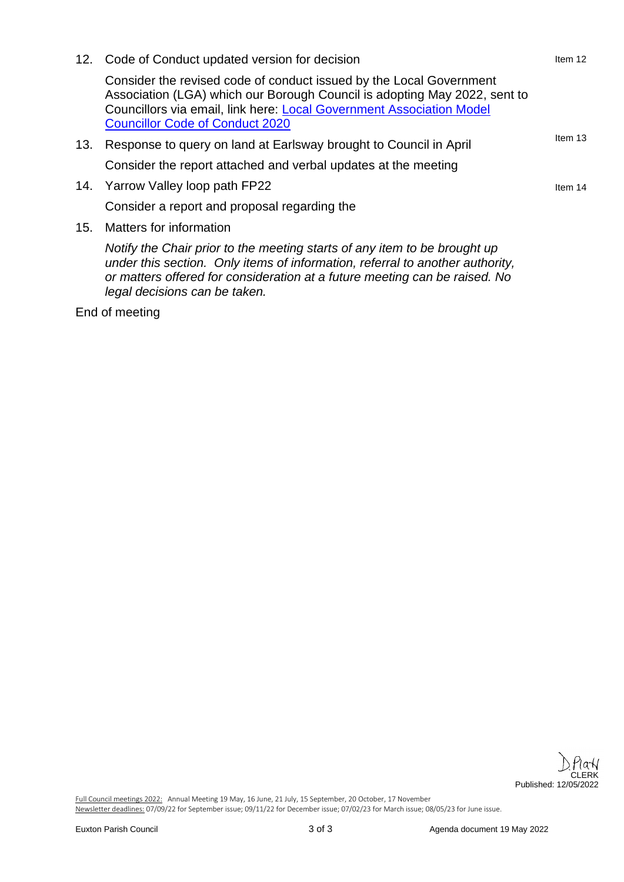12. Code of Conduct updated version for decision — Item 12

    Consider the revised code of conduct issued by the Local Government Association (LGA) which our Borough Council is adopting May 2022, sent to Councillors via email, link here: [Local Government Association Model Councillor Code of Conduct 2020]

13. Response to query on land at Earlsway brought to Council in April — Item 13

    Consider the report attached and verbal updates at the meeting

14. Yarrow Valley loop path FP22 — Item 14

    Consider a report and proposal regarding the

15. Matters for information

    *Notify the Chair prior to the meeting starts of any item to be brought up under this section. Only items of information, referral to another authority, or matters offered for consideration at a future meeting can be raised. No legal decisions can be taken.*

End of meeting

D.Platt
CLERK
Published: 12/05/2022

Full Council meetings 2022: Annual Meeting 19 May, 16 June, 21 July, 15 September, 20 October, 17 November
Newsletter deadlines: 07/09/22 for September issue; 09/11/22 for December issue; 07/02/23 for March issue; 08/05/23 for June issue.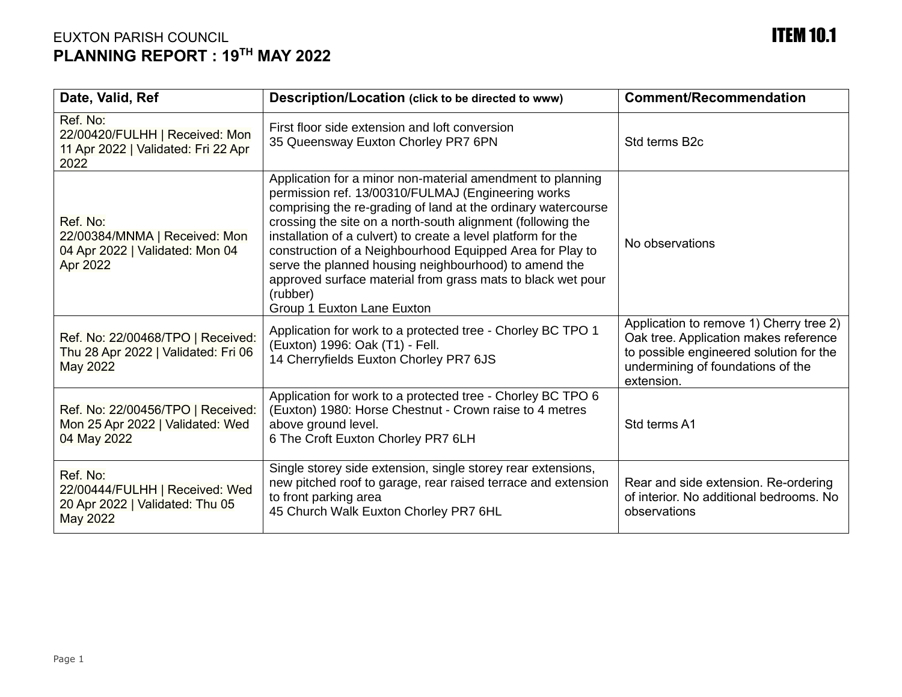EUXTON PARISH COUNCIL

**ITEM 10.1**

# PLANNING REPORT : 19TH MAY 2022

| Date, Valid, Ref | Description/Location (click to be directed to www) | Comment/Recommendation |
|---|---|---|
| Ref. No: 22/00420/FULHH \| Received: Mon 11 Apr 2022 \| Validated: Fri 22 Apr 2022 | First floor side extension and loft conversion 35 Queensway Euxton Chorley PR7 6PN | Std terms B2c |
| Ref. No: 22/00384/MNMA \| Received: Mon 04 Apr 2022 \| Validated: Mon 04 Apr 2022 | Application for a minor non-material amendment to planning permission ref. 13/00310/FULMAJ (Engineering works comprising the re-grading of land at the ordinary watercourse crossing the site on a north-south alignment (following the installation of a culvert) to create a level platform for the construction of a Neighbourhood Equipped Area for Play to serve the planned housing neighbourhood) to amend the approved surface material from grass mats to black wet pour (rubber) Group 1 Euxton Lane Euxton | No observations |
| Ref. No: 22/00468/TPO \| Received: Thu 28 Apr 2022 \| Validated: Fri 06 May 2022 | Application for work to a protected tree - Chorley BC TPO 1 (Euxton) 1996: Oak (T1) - Fell. 14 Cherryfields Euxton Chorley PR7 6JS | Application to remove 1) Cherry tree 2) Oak tree. Application makes reference to possible engineered solution for the undermining of foundations of the extension. |
| Ref. No: 22/00456/TPO \| Received: Mon 25 Apr 2022 \| Validated: Wed 04 May 2022 | Application for work to a protected tree - Chorley BC TPO 6 (Euxton) 1980: Horse Chestnut - Crown raise to 4 metres above ground level. 6 The Croft Euxton Chorley PR7 6LH | Std terms A1 |
| Ref. No: 22/00444/FULHH \| Received: Wed 20 Apr 2022 \| Validated: Thu 05 May 2022 | Single storey side extension, single storey rear extensions, new pitched roof to garage, rear raised terrace and extension to front parking area 45 Church Walk Euxton Chorley PR7 6HL | Rear and side extension. Re-ordering of interior. No additional bedrooms. No observations |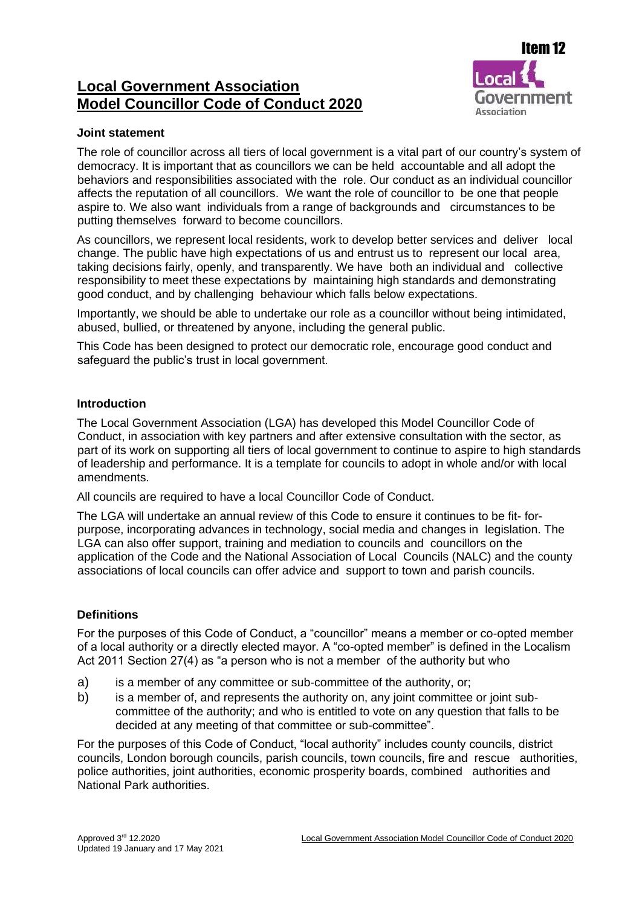Item 12

# Local Government Association Model Councillor Code of Conduct 2020

### Joint statement

The role of councillor across all tiers of local government is a vital part of our country's system of democracy. It is important that as councillors we can be held accountable and all adopt the behaviors and responsibilities associated with the role. Our conduct as an individual councillor affects the reputation of all councillors. We want the role of councillor to be one that people aspire to. We also want individuals from a range of backgrounds and circumstances to be putting themselves forward to become councillors.

As councillors, we represent local residents, work to develop better services and deliver local change. The public have high expectations of us and entrust us to represent our local area, taking decisions fairly, openly, and transparently. We have both an individual and collective responsibility to meet these expectations by maintaining high standards and demonstrating good conduct, and by challenging behaviour which falls below expectations.

Importantly, we should be able to undertake our role as a councillor without being intimidated, abused, bullied, or threatened by anyone, including the general public.

This Code has been designed to protect our democratic role, encourage good conduct and safeguard the public's trust in local government.

### Introduction

The Local Government Association (LGA) has developed this Model Councillor Code of Conduct, in association with key partners and after extensive consultation with the sector, as part of its work on supporting all tiers of local government to continue to aspire to high standards of leadership and performance. It is a template for councils to adopt in whole and/or with local amendments.

All councils are required to have a local Councillor Code of Conduct.

The LGA will undertake an annual review of this Code to ensure it continues to be fit- for-purpose, incorporating advances in technology, social media and changes in legislation. The LGA can also offer support, training and mediation to councils and councillors on the application of the Code and the National Association of Local Councils (NALC) and the county associations of local councils can offer advice and support to town and parish councils.

### Definitions

For the purposes of this Code of Conduct, a "councillor" means a member or co-opted member of a local authority or a directly elected mayor. A "co-opted member" is defined in the Localism Act 2011 Section 27(4) as "a person who is not a member of the authority but who

a) is a member of any committee or sub-committee of the authority, or;
b) is a member of, and represents the authority on, any joint committee or joint sub-committee of the authority; and who is entitled to vote on any question that falls to be decided at any meeting of that committee or sub-committee".

For the purposes of this Code of Conduct, "local authority" includes county councils, district councils, London borough councils, parish councils, town councils, fire and rescue authorities, police authorities, joint authorities, economic prosperity boards, combined authorities and National Park authorities.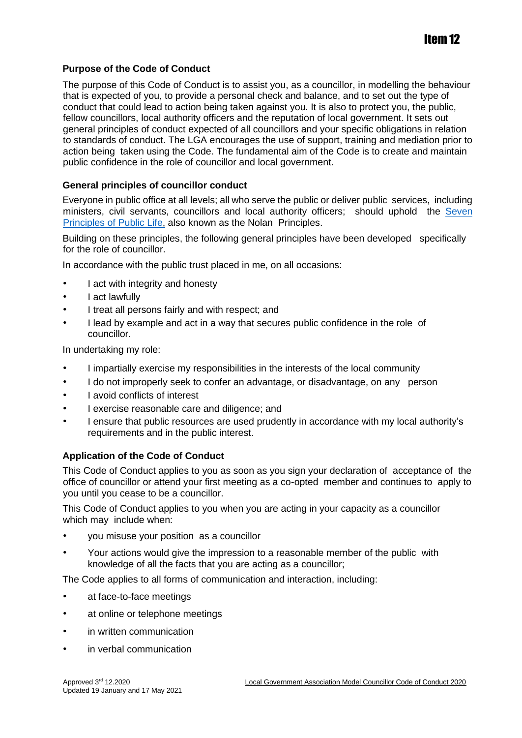## Purpose of the Code of Conduct

The purpose of this Code of Conduct is to assist you, as a councillor, in modelling the behaviour that is expected of you, to provide a personal check and balance, and to set out the type of conduct that could lead to action being taken against you. It is also to protect you, the public, fellow councillors, local authority officers and the reputation of local government. It sets out general principles of conduct expected of all councillors and your specific obligations in relation to standards of conduct. The LGA encourages the use of support, training and mediation prior to action being taken using the Code. The fundamental aim of the Code is to create and maintain public confidence in the role of councillor and local government.

## General principles of councillor conduct

Everyone in public office at all levels; all who serve the public or deliver public services, including ministers, civil servants, councillors and local authority officers; should uphold the Seven Principles of Public Life, also known as the Nolan Principles.

Building on these principles, the following general principles have been developed specifically for the role of councillor.

In accordance with the public trust placed in me, on all occasions:

- I act with integrity and honesty
- I act lawfully
- I treat all persons fairly and with respect; and
- I lead by example and act in a way that secures public confidence in the role of councillor.

In undertaking my role:

- I impartially exercise my responsibilities in the interests of the local community
- I do not improperly seek to confer an advantage, or disadvantage, on any person
- I avoid conflicts of interest
- I exercise reasonable care and diligence; and
- I ensure that public resources are used prudently in accordance with my local authority's requirements and in the public interest.

## Application of the Code of Conduct

This Code of Conduct applies to you as soon as you sign your declaration of acceptance of the office of councillor or attend your first meeting as a co-opted member and continues to apply to you until you cease to be a councillor.

This Code of Conduct applies to you when you are acting in your capacity as a councillor which may include when:

- you misuse your position as a councillor
- Your actions would give the impression to a reasonable member of the public with knowledge of all the facts that you are acting as a councillor;

The Code applies to all forms of communication and interaction, including:

- at face-to-face meetings
- at online or telephone meetings
- in written communication
- in verbal communication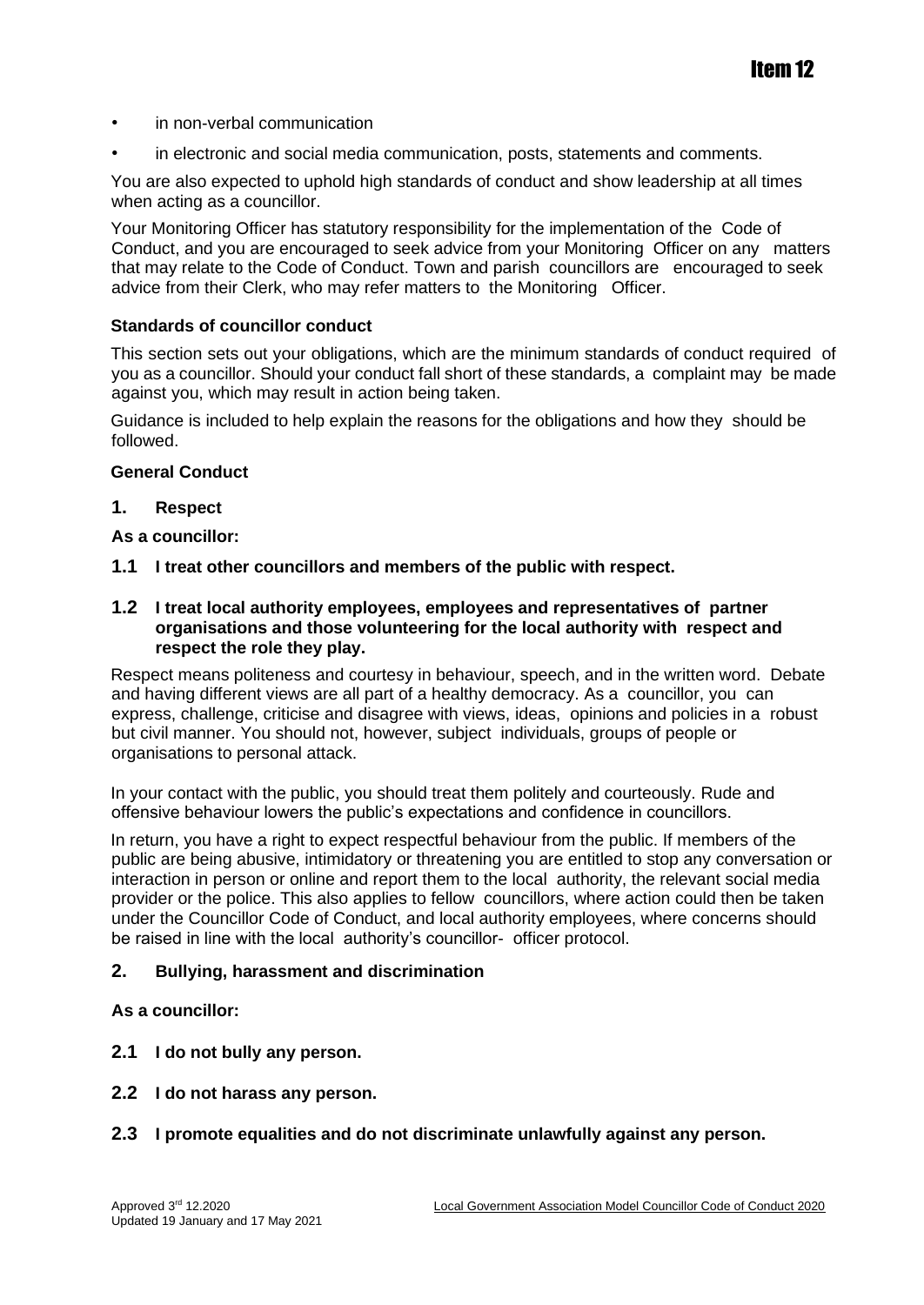- in non-verbal communication
- in electronic and social media communication, posts, statements and comments.

You are also expected to uphold high standards of conduct and show leadership at all times when acting as a councillor.

Your Monitoring Officer has statutory responsibility for the implementation of the Code of Conduct, and you are encouraged to seek advice from your Monitoring Officer on any matters that may relate to the Code of Conduct. Town and parish councillors are encouraged to seek advice from their Clerk, who may refer matters to the Monitoring Officer.

**Standards of councillor conduct**

This section sets out your obligations, which are the minimum standards of conduct required of you as a councillor. Should your conduct fall short of these standards, a complaint may be made against you, which may result in action being taken.

Guidance is included to help explain the reasons for the obligations and how they should be followed.

**General Conduct**

**1. Respect**

**As a councillor:**

**1.1 I treat other councillors and members of the public with respect.**

**1.2 I treat local authority employees, employees and representatives of partner organisations and those volunteering for the local authority with respect and respect the role they play.**

Respect means politeness and courtesy in behaviour, speech, and in the written word. Debate and having different views are all part of a healthy democracy. As a councillor, you can express, challenge, criticise and disagree with views, ideas, opinions and policies in a robust but civil manner. You should not, however, subject individuals, groups of people or organisations to personal attack.

In your contact with the public, you should treat them politely and courteously. Rude and offensive behaviour lowers the public's expectations and confidence in councillors.

In return, you have a right to expect respectful behaviour from the public. If members of the public are being abusive, intimidatory or threatening you are entitled to stop any conversation or interaction in person or online and report them to the local authority, the relevant social media provider or the police. This also applies to fellow councillors, where action could then be taken under the Councillor Code of Conduct, and local authority employees, where concerns should be raised in line with the local authority's councillor- officer protocol.

**2. Bullying, harassment and discrimination**

**As a councillor:**

**2.1 I do not bully any person.**

**2.2 I do not harass any person.**

**2.3 I promote equalities and do not discriminate unlawfully against any person.**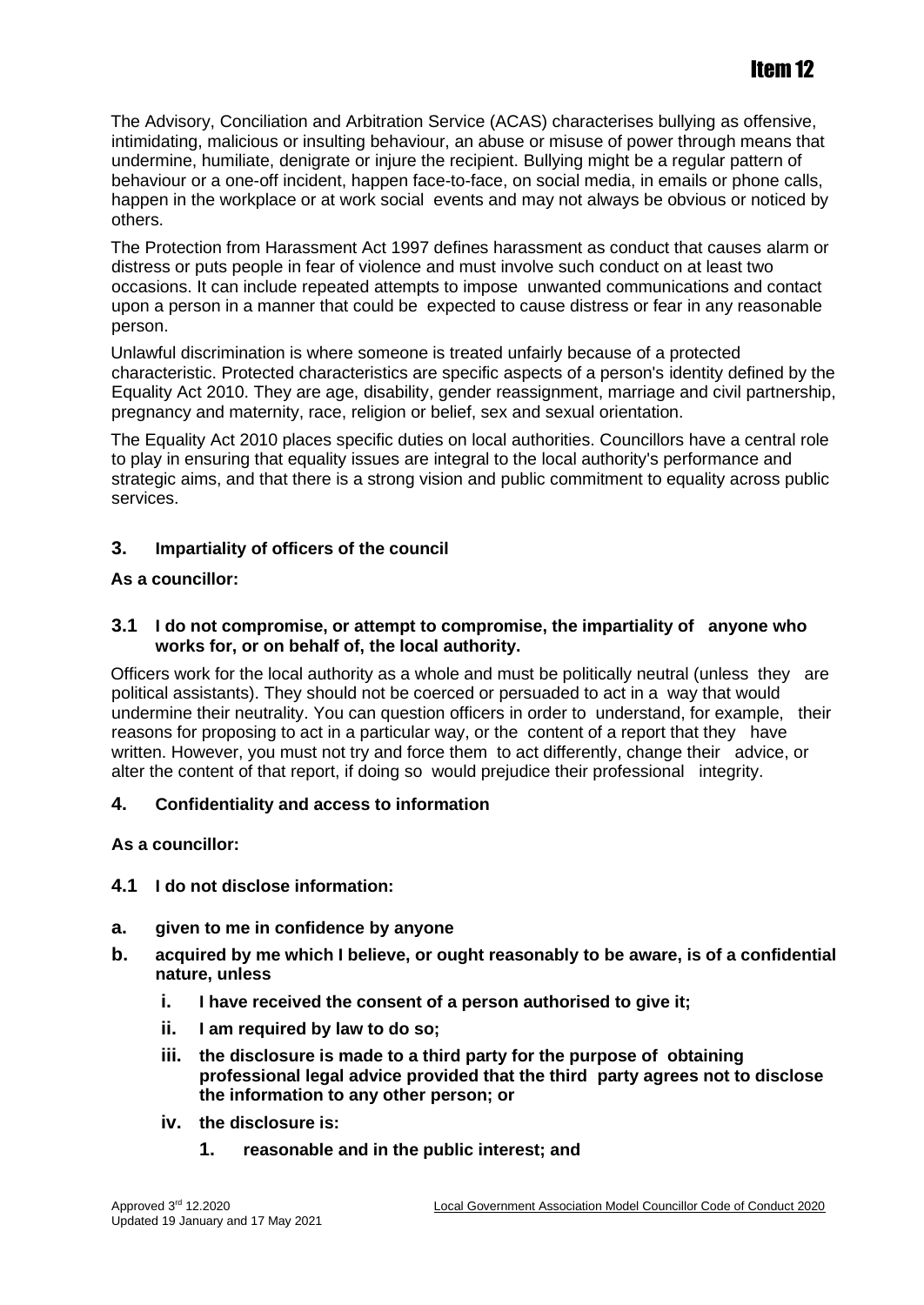The Advisory, Conciliation and Arbitration Service (ACAS) characterises bullying as offensive, intimidating, malicious or insulting behaviour, an abuse or misuse of power through means that undermine, humiliate, denigrate or injure the recipient. Bullying might be a regular pattern of behaviour or a one-off incident, happen face-to-face, on social media, in emails or phone calls, happen in the workplace or at work social events and may not always be obvious or noticed by others.

The Protection from Harassment Act 1997 defines harassment as conduct that causes alarm or distress or puts people in fear of violence and must involve such conduct on at least two occasions. It can include repeated attempts to impose unwanted communications and contact upon a person in a manner that could be expected to cause distress or fear in any reasonable person.

Unlawful discrimination is where someone is treated unfairly because of a protected characteristic. Protected characteristics are specific aspects of a person's identity defined by the Equality Act 2010. They are age, disability, gender reassignment, marriage and civil partnership, pregnancy and maternity, race, religion or belief, sex and sexual orientation.

The Equality Act 2010 places specific duties on local authorities. Councillors have a central role to play in ensuring that equality issues are integral to the local authority's performance and strategic aims, and that there is a strong vision and public commitment to equality across public services.

## 3. Impartiality of officers of the council

**As a councillor:**

### 3.1 I do not compromise, or attempt to compromise, the impartiality of anyone who works for, or on behalf of, the local authority.

Officers work for the local authority as a whole and must be politically neutral (unless they are political assistants). They should not be coerced or persuaded to act in a way that would undermine their neutrality. You can question officers in order to understand, for example, their reasons for proposing to act in a particular way, or the content of a report that they have written. However, you must not try and force them to act differently, change their advice, or alter the content of that report, if doing so would prejudice their professional integrity.

## 4. Confidentiality and access to information

**As a councillor:**

### 4.1 I do not disclose information:

**a. given to me in confidence by anyone**

**b. acquired by me which I believe, or ought reasonably to be aware, is of a confidential nature, unless**

- **i. I have received the consent of a person authorised to give it;**
- **ii. I am required by law to do so;**
- **iii. the disclosure is made to a third party for the purpose of obtaining professional legal advice provided that the third party agrees not to disclose the information to any other person; or**
- **iv. the disclosure is:**
    - **1. reasonable and in the public interest; and**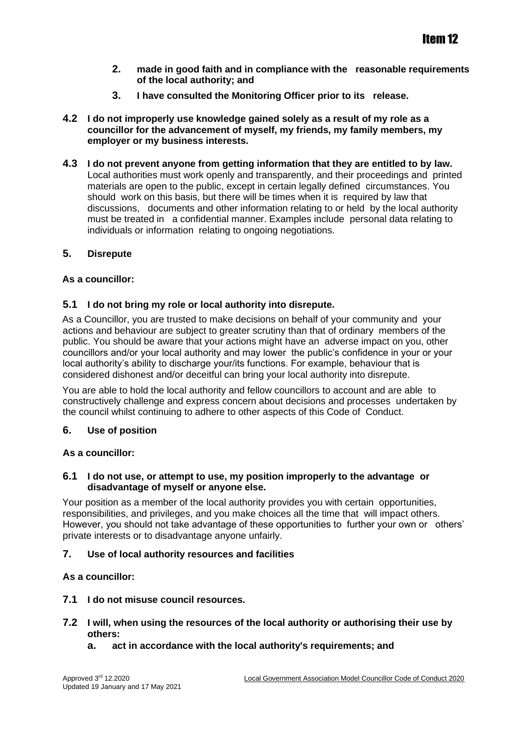2. **made in good faith and in compliance with the reasonable requirements of the local authority; and**
3. **I have consulted the Monitoring Officer prior to its release.**

**4.2 I do not improperly use knowledge gained solely as a result of my role as a councillor for the advancement of myself, my friends, my family members, my employer or my business interests.**

**4.3 I do not prevent anyone from getting information that they are entitled to by law.**
Local authorities must work openly and transparently, and their proceedings and printed materials are open to the public, except in certain legally defined circumstances. You should work on this basis, but there will be times when it is required by law that discussions, documents and other information relating to or held by the local authority must be treated in a confidential manner. Examples include personal data relating to individuals or information relating to ongoing negotiations.

## 5. Disrepute

**As a councillor:**

**5.1 I do not bring my role or local authority into disrepute.**

As a Councillor, you are trusted to make decisions on behalf of your community and your actions and behaviour are subject to greater scrutiny than that of ordinary members of the public. You should be aware that your actions might have an adverse impact on you, other councillors and/or your local authority and may lower the public's confidence in your or your local authority's ability to discharge your/its functions. For example, behaviour that is considered dishonest and/or deceitful can bring your local authority into disrepute.

You are able to hold the local authority and fellow councillors to account and are able to constructively challenge and express concern about decisions and processes undertaken by the council whilst continuing to adhere to other aspects of this Code of Conduct.

## 6. Use of position

**As a councillor:**

**6.1 I do not use, or attempt to use, my position improperly to the advantage or disadvantage of myself or anyone else.**

Your position as a member of the local authority provides you with certain opportunities, responsibilities, and privileges, and you make choices all the time that will impact others. However, you should not take advantage of these opportunities to further your own or others' private interests or to disadvantage anyone unfairly.

## 7. Use of local authority resources and facilities

**As a councillor:**

**7.1 I do not misuse council resources.**

**7.2 I will, when using the resources of the local authority or authorising their use by others:**

**a. act in accordance with the local authority's requirements; and**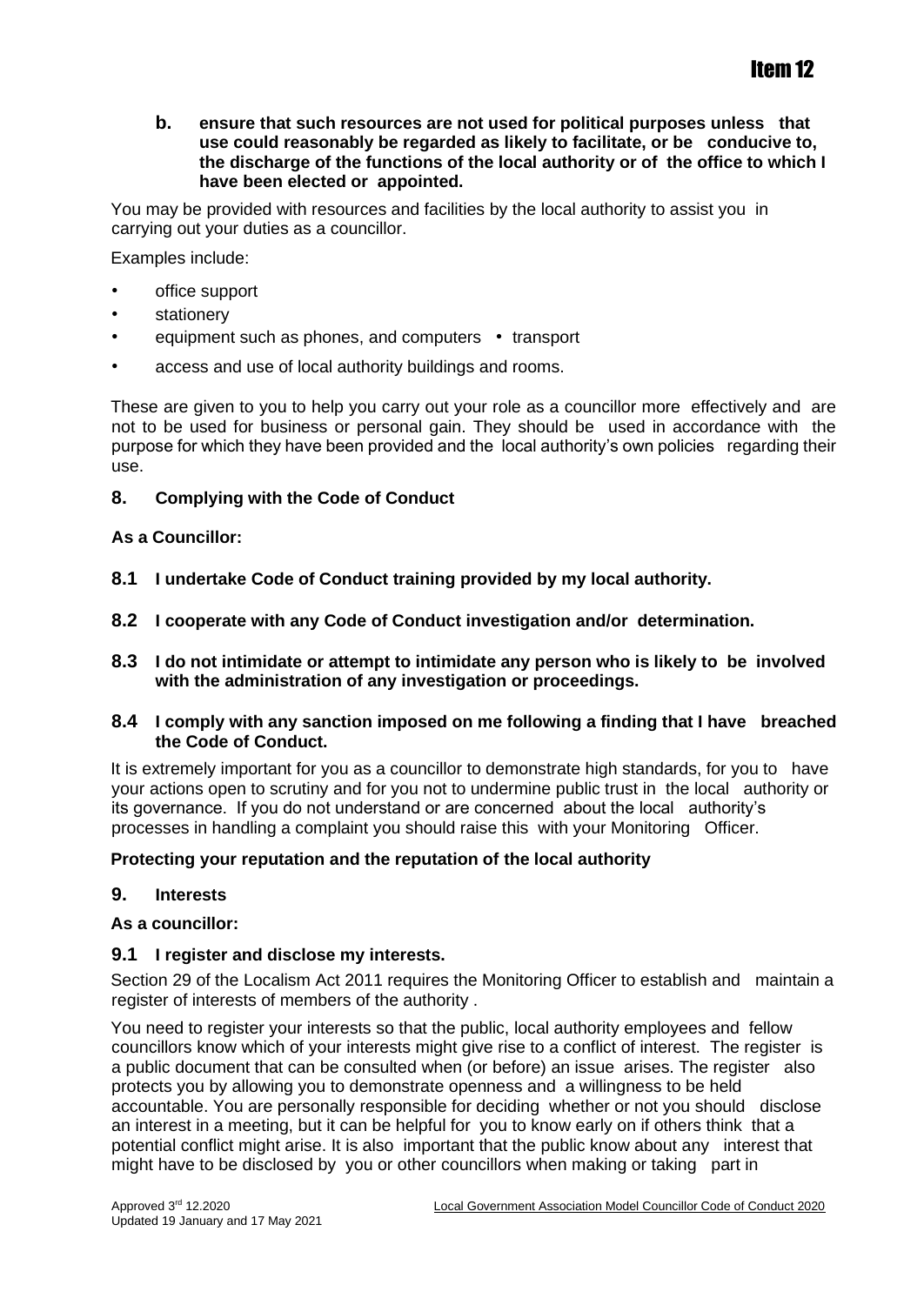**b. ensure that such resources are not used for political purposes unless that use could reasonably be regarded as likely to facilitate, or be conducive to, the discharge of the functions of the local authority or of the office to which I have been elected or appointed.**

You may be provided with resources and facilities by the local authority to assist you in carrying out your duties as a councillor.

Examples include:

- office support
- stationery
- equipment such as phones, and computers
- transport
- access and use of local authority buildings and rooms.

These are given to you to help you carry out your role as a councillor more effectively and are not to be used for business or personal gain. They should be used in accordance with the purpose for which they have been provided and the local authority's own policies regarding their use.

## 8. Complying with the Code of Conduct

**As a Councillor:**

**8.1 I undertake Code of Conduct training provided by my local authority.**

**8.2 I cooperate with any Code of Conduct investigation and/or determination.**

**8.3 I do not intimidate or attempt to intimidate any person who is likely to be involved with the administration of any investigation or proceedings.**

**8.4 I comply with any sanction imposed on me following a finding that I have breached the Code of Conduct.**

It is extremely important for you as a councillor to demonstrate high standards, for you to have your actions open to scrutiny and for you not to undermine public trust in the local authority or its governance. If you do not understand or are concerned about the local authority's processes in handling a complaint you should raise this with your Monitoring Officer.

**Protecting your reputation and the reputation of the local authority**

## 9. Interests

**As a councillor:**

**9.1 I register and disclose my interests.**

Section 29 of the Localism Act 2011 requires the Monitoring Officer to establish and maintain a register of interests of members of the authority .

You need to register your interests so that the public, local authority employees and fellow councillors know which of your interests might give rise to a conflict of interest. The register is a public document that can be consulted when (or before) an issue arises. The register also protects you by allowing you to demonstrate openness and a willingness to be held accountable. You are personally responsible for deciding whether or not you should disclose an interest in a meeting, but it can be helpful for you to know early on if others think that a potential conflict might arise. It is also important that the public know about any interest that might have to be disclosed by you or other councillors when making or taking part in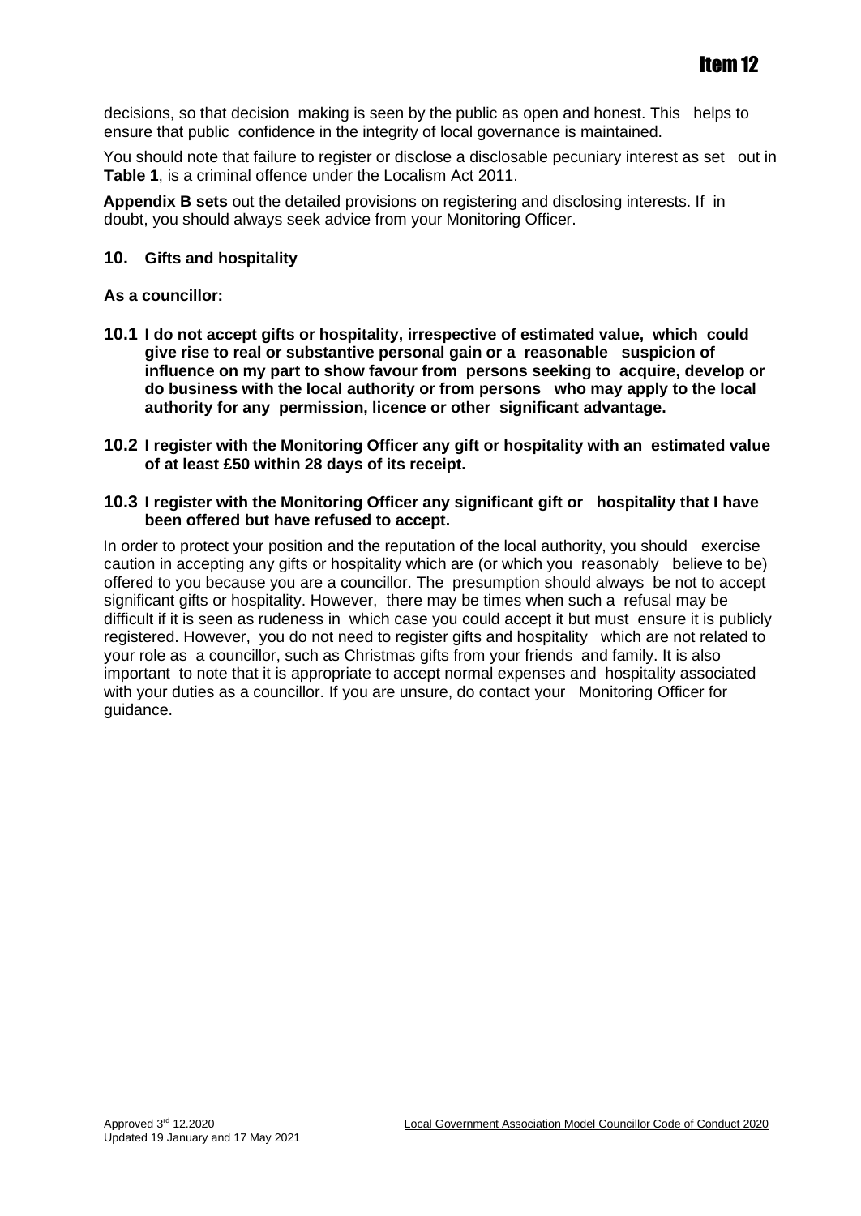decisions, so that decision making is seen by the public as open and honest. This helps to ensure that public confidence in the integrity of local governance is maintained.

You should note that failure to register or disclose a disclosable pecuniary interest as set out in **Table 1**, is a criminal offence under the Localism Act 2011.

**Appendix B sets** out the detailed provisions on registering and disclosing interests. If in doubt, you should always seek advice from your Monitoring Officer.

## 10. Gifts and hospitality

**As a councillor:**

**10.1 I do not accept gifts or hospitality, irrespective of estimated value, which could give rise to real or substantive personal gain or a reasonable suspicion of influence on my part to show favour from persons seeking to acquire, develop or do business with the local authority or from persons who may apply to the local authority for any permission, licence or other significant advantage.**

**10.2 I register with the Monitoring Officer any gift or hospitality with an estimated value of at least £50 within 28 days of its receipt.**

**10.3 I register with the Monitoring Officer any significant gift or hospitality that I have been offered but have refused to accept.**

In order to protect your position and the reputation of the local authority, you should exercise caution in accepting any gifts or hospitality which are (or which you reasonably believe to be) offered to you because you are a councillor. The presumption should always be not to accept significant gifts or hospitality. However, there may be times when such a refusal may be difficult if it is seen as rudeness in which case you could accept it but must ensure it is publicly registered. However, you do not need to register gifts and hospitality which are not related to your role as a councillor, such as Christmas gifts from your friends and family. It is also important to note that it is appropriate to accept normal expenses and hospitality associated with your duties as a councillor. If you are unsure, do contact your Monitoring Officer for guidance.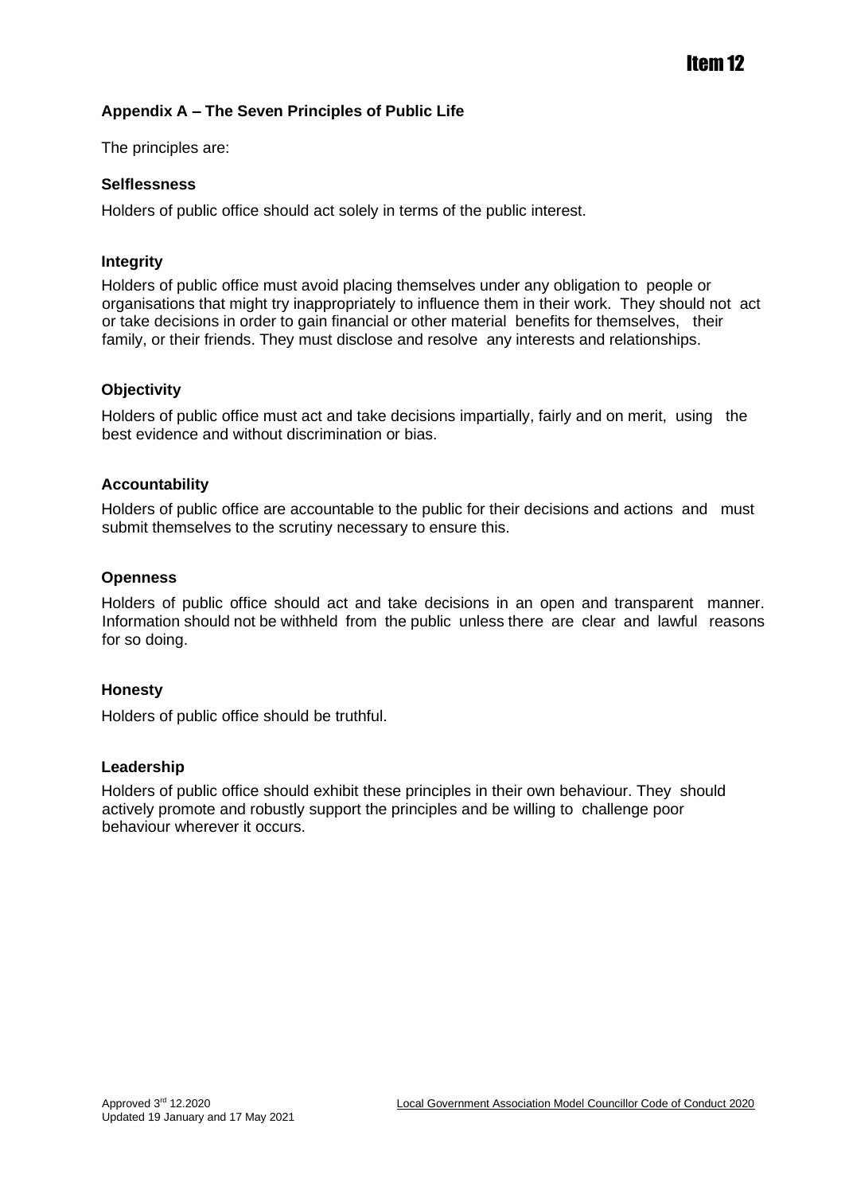## Appendix A – The Seven Principles of Public Life

The principles are:

### Selflessness

Holders of public office should act solely in terms of the public interest.

### Integrity

Holders of public office must avoid placing themselves under any obligation to people or organisations that might try inappropriately to influence them in their work. They should not act or take decisions in order to gain financial or other material benefits for themselves, their family, or their friends. They must disclose and resolve any interests and relationships.

### Objectivity

Holders of public office must act and take decisions impartially, fairly and on merit, using the best evidence and without discrimination or bias.

### Accountability

Holders of public office are accountable to the public for their decisions and actions and must submit themselves to the scrutiny necessary to ensure this.

### Openness

Holders of public office should act and take decisions in an open and transparent manner. Information should not be withheld from the public unless there are clear and lawful reasons for so doing.

### Honesty

Holders of public office should be truthful.

### Leadership

Holders of public office should exhibit these principles in their own behaviour. They should actively promote and robustly support the principles and be willing to challenge poor behaviour wherever it occurs.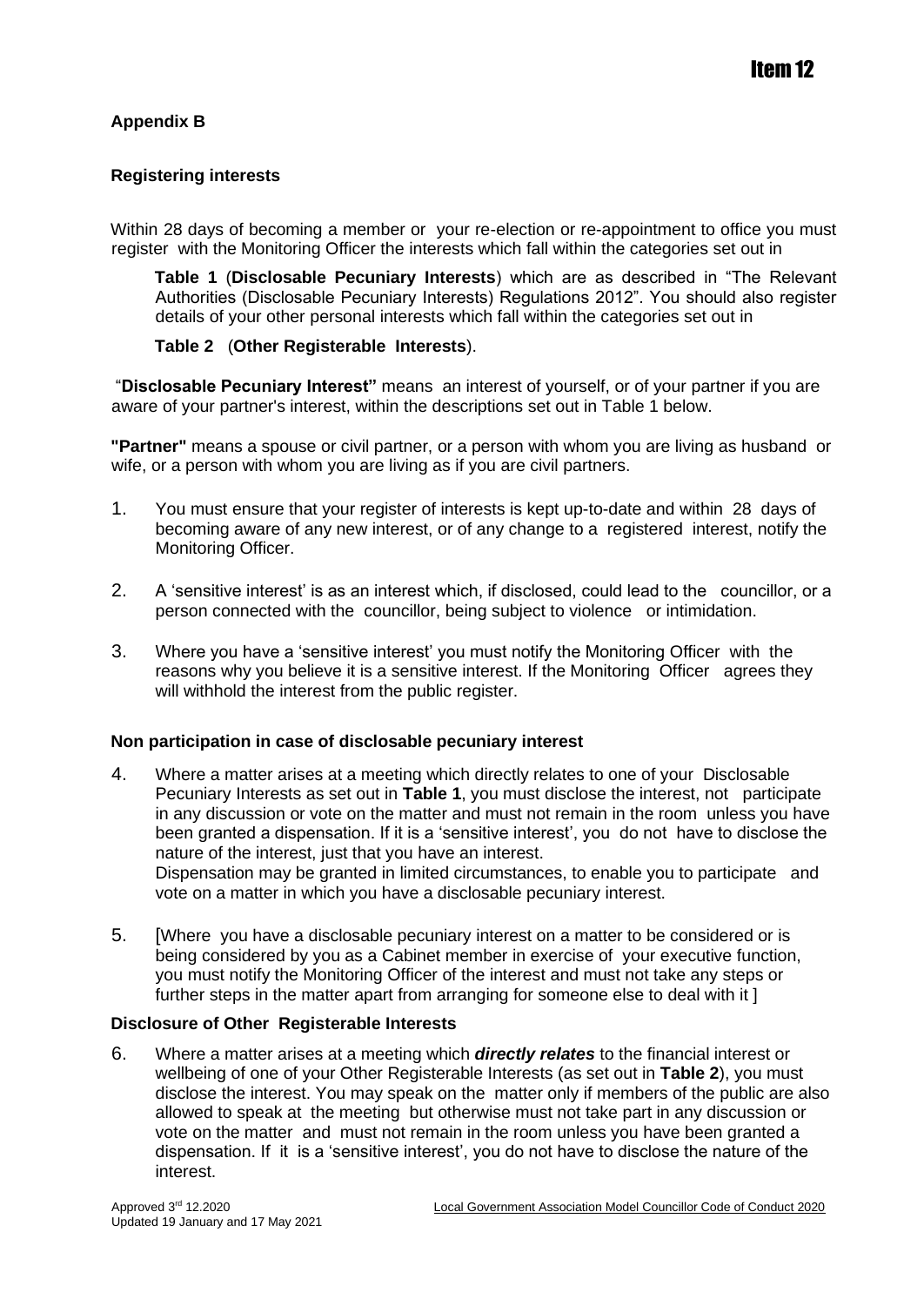Item 12

## Appendix B

### Registering interests

Within 28 days of becoming a member or your re-election or re-appointment to office you must register with the Monitoring Officer the interests which fall within the categories set out in

**Table 1** (**Disclosable Pecuniary Interests**) which are as described in "The Relevant Authorities (Disclosable Pecuniary Interests) Regulations 2012". You should also register details of your other personal interests which fall within the categories set out in

**Table 2** (**Other Registerable Interests**).

"**Disclosable Pecuniary Interest"** means an interest of yourself, or of your partner if you are aware of your partner's interest, within the descriptions set out in Table 1 below.

**"Partner"** means a spouse or civil partner, or a person with whom you are living as husband or wife, or a person with whom you are living as if you are civil partners.

1. You must ensure that your register of interests is kept up-to-date and within 28 days of becoming aware of any new interest, or of any change to a registered interest, notify the Monitoring Officer.
2. A 'sensitive interest' is as an interest which, if disclosed, could lead to the councillor, or a person connected with the councillor, being subject to violence or intimidation.
3. Where you have a 'sensitive interest' you must notify the Monitoring Officer with the reasons why you believe it is a sensitive interest. If the Monitoring Officer agrees they will withhold the interest from the public register.

### Non participation in case of disclosable pecuniary interest

4. Where a matter arises at a meeting which directly relates to one of your Disclosable Pecuniary Interests as set out in **Table 1**, you must disclose the interest, not participate in any discussion or vote on the matter and must not remain in the room unless you have been granted a dispensation. If it is a 'sensitive interest', you do not have to disclose the nature of the interest, just that you have an interest.
   Dispensation may be granted in limited circumstances, to enable you to participate and vote on a matter in which you have a disclosable pecuniary interest.
5. [Where you have a disclosable pecuniary interest on a matter to be considered or is being considered by you as a Cabinet member in exercise of your executive function, you must notify the Monitoring Officer of the interest and must not take any steps or further steps in the matter apart from arranging for someone else to deal with it ]

### Disclosure of Other Registerable Interests

6. Where a matter arises at a meeting which ***directly relates*** to the financial interest or wellbeing of one of your Other Registerable Interests (as set out in **Table 2**), you must disclose the interest. You may speak on the matter only if members of the public are also allowed to speak at the meeting but otherwise must not take part in any discussion or vote on the matter and must not remain in the room unless you have been granted a dispensation. If it is a 'sensitive interest', you do not have to disclose the nature of the interest.

Approved 3rd 12.2020
Updated 19 January and 17 May 2021

Local Government Association Model Councillor Code of Conduct 2020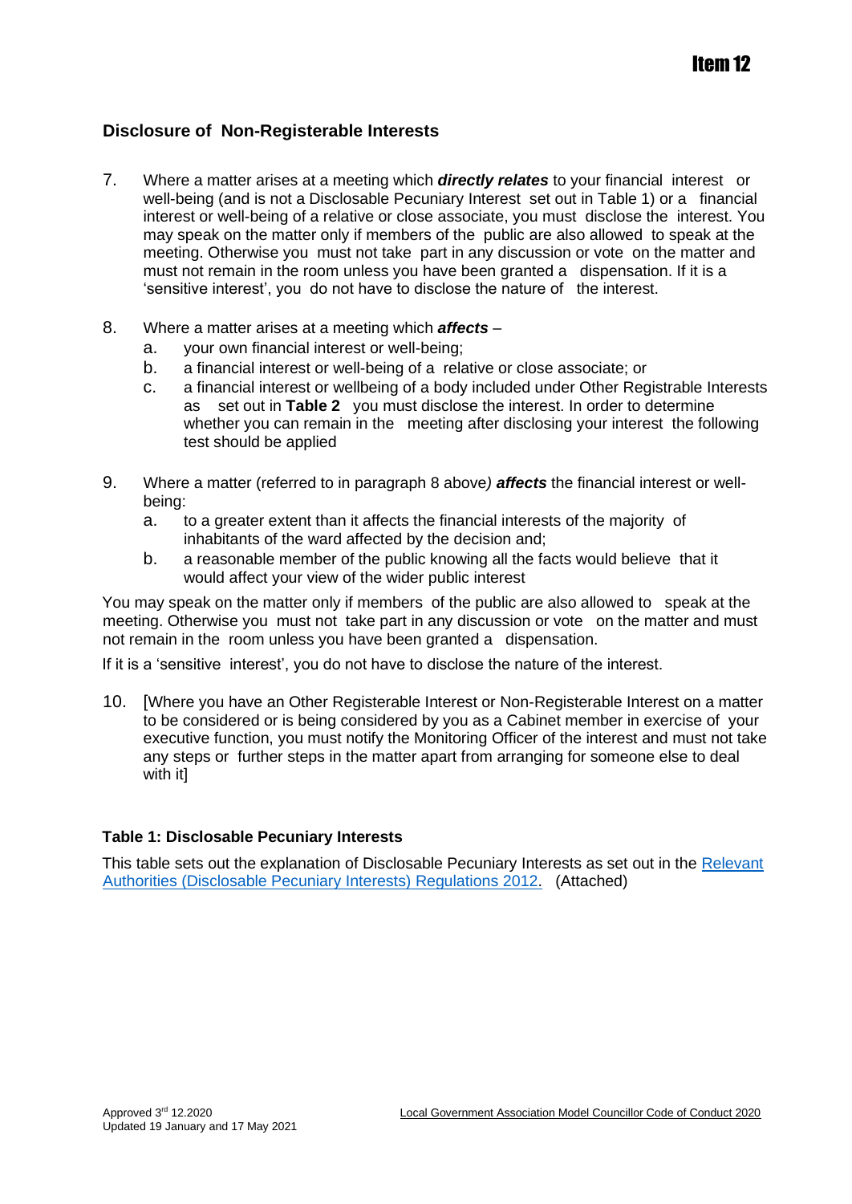Item 12

## Disclosure of Non-Registerable Interests

7. Where a matter arises at a meeting which ***directly relates*** to your financial interest or well-being (and is not a Disclosable Pecuniary Interest set out in Table 1) or a financial interest or well-being of a relative or close associate, you must disclose the interest. You may speak on the matter only if members of the public are also allowed to speak at the meeting. Otherwise you must not take part in any discussion or vote on the matter and must not remain in the room unless you have been granted a dispensation. If it is a 'sensitive interest', you do not have to disclose the nature of the interest.

8. Where a matter arises at a meeting which ***affects*** –
   a. your own financial interest or well-being;
   b. a financial interest or well-being of a relative or close associate; or
   c. a financial interest or wellbeing of a body included under Other Registrable Interests as set out in **Table 2** you must disclose the interest. In order to determine whether you can remain in the meeting after disclosing your interest the following test should be applied

9. Where a matter (referred to in paragraph 8 above*)* ***affects*** the financial interest or well-being:
   a. to a greater extent than it affects the financial interests of the majority of inhabitants of the ward affected by the decision and;
   b. a reasonable member of the public knowing all the facts would believe that it would affect your view of the wider public interest

You may speak on the matter only if members of the public are also allowed to speak at the meeting. Otherwise you must not take part in any discussion or vote on the matter and must not remain in the room unless you have been granted a dispensation.

If it is a 'sensitive interest', you do not have to disclose the nature of the interest.

10. [Where you have an Other Registerable Interest or Non-Registerable Interest on a matter to be considered or is being considered by you as a Cabinet member in exercise of your executive function, you must notify the Monitoring Officer of the interest and must not take any steps or further steps in the matter apart from arranging for someone else to deal with it]

### Table 1: Disclosable Pecuniary Interests

This table sets out the explanation of Disclosable Pecuniary Interests as set out in the Relevant Authorities (Disclosable Pecuniary Interests) Regulations 2012. (Attached)

Approved 3rd 12.2020
Updated 19 January and 17 May 2021

Local Government Association Model Councillor Code of Conduct 2020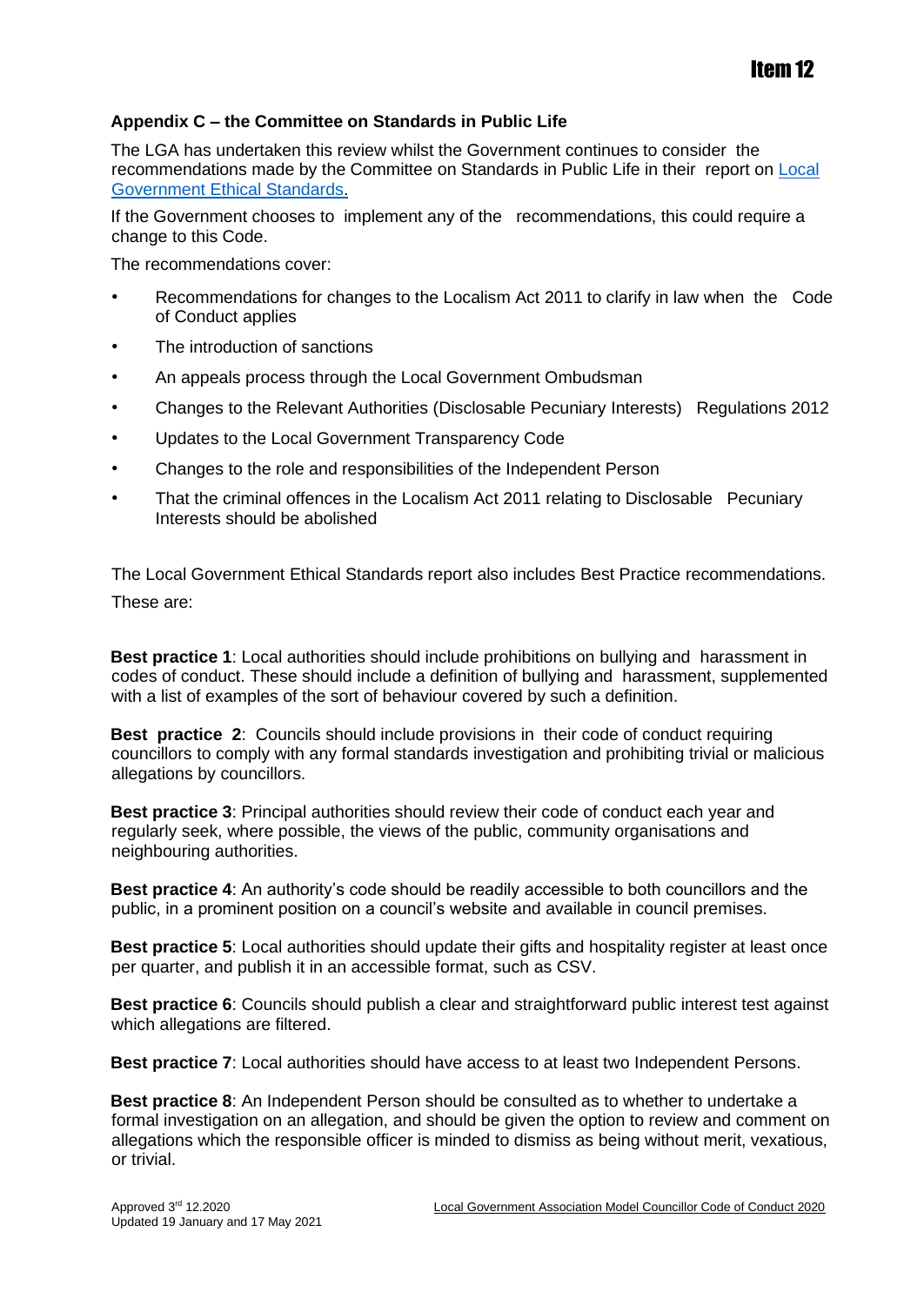## Appendix C – the Committee on Standards in Public Life

The LGA has undertaken this review whilst the Government continues to consider the recommendations made by the Committee on Standards in Public Life in their report on Local Government Ethical Standards.

If the Government chooses to implement any of the recommendations, this could require a change to this Code.

The recommendations cover:

- Recommendations for changes to the Localism Act 2011 to clarify in law when the Code of Conduct applies
- The introduction of sanctions
- An appeals process through the Local Government Ombudsman
- Changes to the Relevant Authorities (Disclosable Pecuniary Interests) Regulations 2012
- Updates to the Local Government Transparency Code
- Changes to the role and responsibilities of the Independent Person
- That the criminal offences in the Localism Act 2011 relating to Disclosable Pecuniary Interests should be abolished

The Local Government Ethical Standards report also includes Best Practice recommendations.

These are:

**Best practice 1**: Local authorities should include prohibitions on bullying and harassment in codes of conduct. These should include a definition of bullying and harassment, supplemented with a list of examples of the sort of behaviour covered by such a definition.

**Best practice 2**: Councils should include provisions in their code of conduct requiring councillors to comply with any formal standards investigation and prohibiting trivial or malicious allegations by councillors.

**Best practice 3**: Principal authorities should review their code of conduct each year and regularly seek, where possible, the views of the public, community organisations and neighbouring authorities.

**Best practice 4**: An authority's code should be readily accessible to both councillors and the public, in a prominent position on a council's website and available in council premises.

**Best practice 5**: Local authorities should update their gifts and hospitality register at least once per quarter, and publish it in an accessible format, such as CSV.

**Best practice 6**: Councils should publish a clear and straightforward public interest test against which allegations are filtered.

**Best practice 7**: Local authorities should have access to at least two Independent Persons.

**Best practice 8**: An Independent Person should be consulted as to whether to undertake a formal investigation on an allegation, and should be given the option to review and comment on allegations which the responsible officer is minded to dismiss as being without merit, vexatious, or trivial.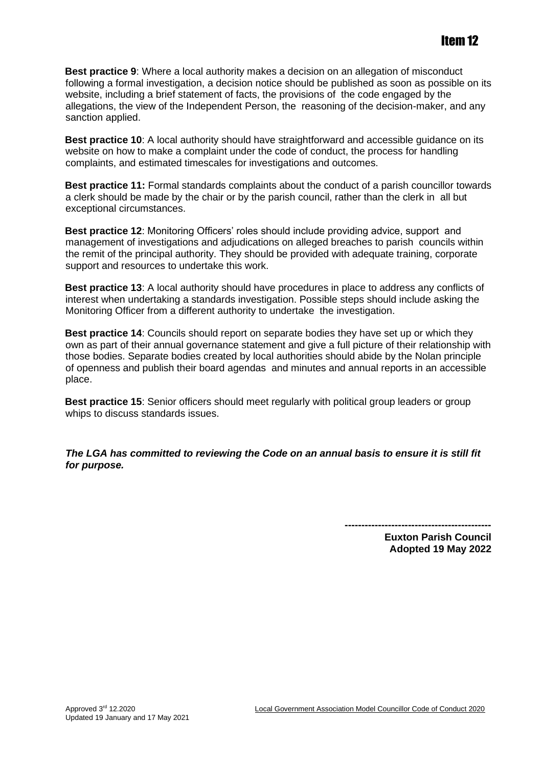**Best practice 9**: Where a local authority makes a decision on an allegation of misconduct following a formal investigation, a decision notice should be published as soon as possible on its website, including a brief statement of facts, the provisions of the code engaged by the allegations, the view of the Independent Person, the reasoning of the decision-maker, and any sanction applied.

**Best practice 10**: A local authority should have straightforward and accessible guidance on its website on how to make a complaint under the code of conduct, the process for handling complaints, and estimated timescales for investigations and outcomes.

**Best practice 11:** Formal standards complaints about the conduct of a parish councillor towards a clerk should be made by the chair or by the parish council, rather than the clerk in all but exceptional circumstances.

**Best practice 12**: Monitoring Officers' roles should include providing advice, support and management of investigations and adjudications on alleged breaches to parish councils within the remit of the principal authority. They should be provided with adequate training, corporate support and resources to undertake this work.

**Best practice 13**: A local authority should have procedures in place to address any conflicts of interest when undertaking a standards investigation. Possible steps should include asking the Monitoring Officer from a different authority to undertake the investigation.

**Best practice 14**: Councils should report on separate bodies they have set up or which they own as part of their annual governance statement and give a full picture of their relationship with those bodies. Separate bodies created by local authorities should abide by the Nolan principle of openness and publish their board agendas and minutes and annual reports in an accessible place.

**Best practice 15**: Senior officers should meet regularly with political group leaders or group whips to discuss standards issues.

***The LGA has committed to reviewing the Code on an annual basis to ensure it is still fit for purpose.***

---

**Euxton Parish Council**
**Adopted 19 May 2022**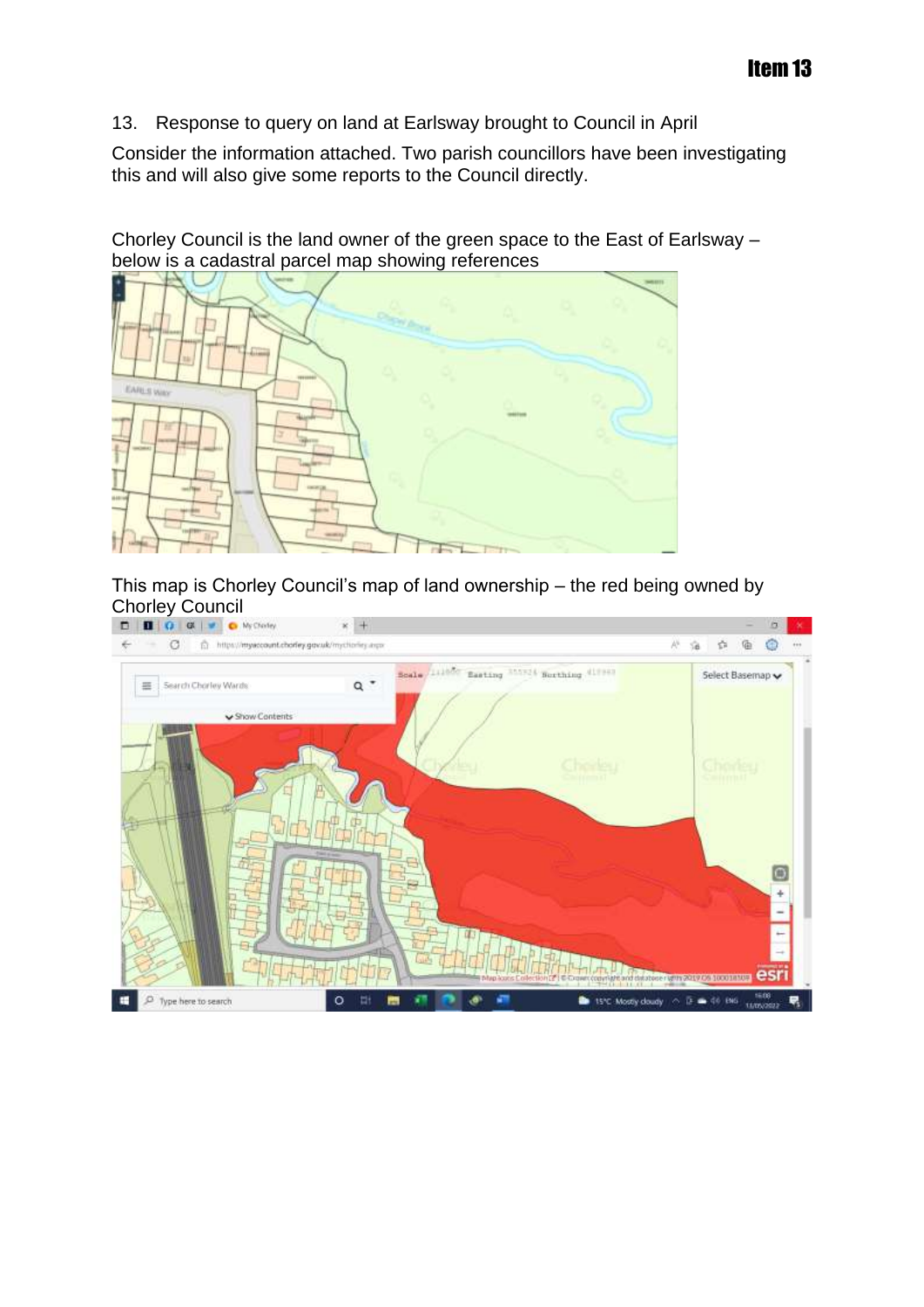# Item 13

13. Response to query on land at Earlsway brought to Council in April

Consider the information attached. Two parish councillors have been investigating this and will also give some reports to the Council directly.

Chorley Council is the land owner of the green space to the East of Earlsway – below is a cadastral parcel map showing references

This map is Chorley Council's map of land ownership – the red being owned by Chorley Council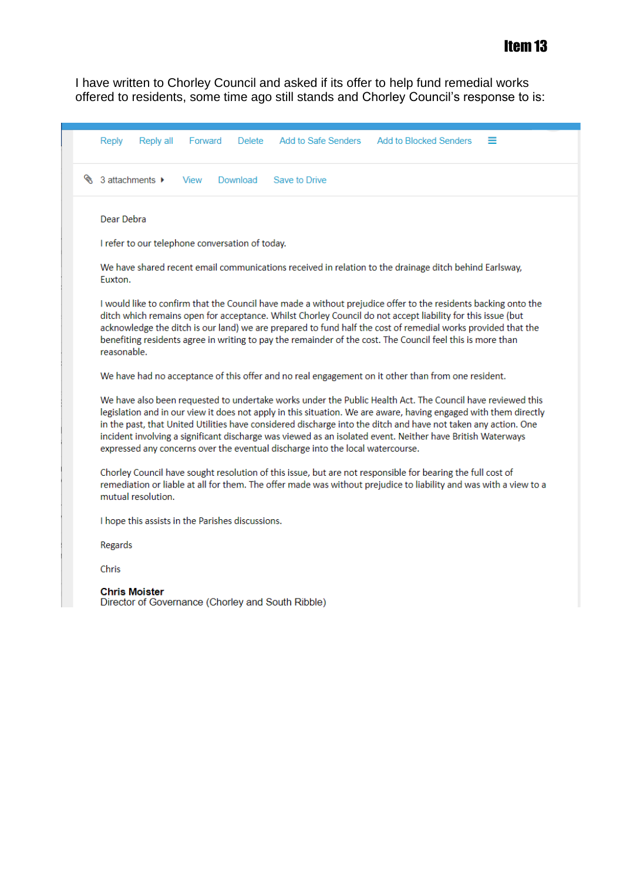**Item 13**

I have written to Chorley Council and asked if its offer to help fund remedial works offered to residents, some time ago still stands and Chorley Council's response to is:

Reply Reply all Forward Delete Add to Safe Senders Add to Blocked Senders

3 attachments View Download Save to Drive

Dear Debra

I refer to our telephone conversation of today.

We have shared recent email communications received in relation to the drainage ditch behind Earlsway, Euxton.

I would like to confirm that the Council have made a without prejudice offer to the residents backing onto the ditch which remains open for acceptance. Whilst Chorley Council do not accept liability for this issue (but acknowledge the ditch is our land) we are prepared to fund half the cost of remedial works provided that the benefiting residents agree in writing to pay the remainder of the cost. The Council feel this is more than reasonable.

We have had no acceptance of this offer and no real engagement on it other than from one resident.

We have also been requested to undertake works under the Public Health Act. The Council have reviewed this legislation and in our view it does not apply in this situation. We are aware, having engaged with them directly in the past, that United Utilities have considered discharge into the ditch and have not taken any action. One incident involving a significant discharge was viewed as an isolated event. Neither have British Waterways expressed any concerns over the eventual discharge into the local watercourse.

Chorley Council have sought resolution of this issue, but are not responsible for bearing the full cost of remediation or liable at all for them. The offer made was without prejudice to liability and was with a view to a mutual resolution.

I hope this assists in the Parishes discussions.

Regards

Chris

**Chris Moister**
Director of Governance (Chorley and South Ribble)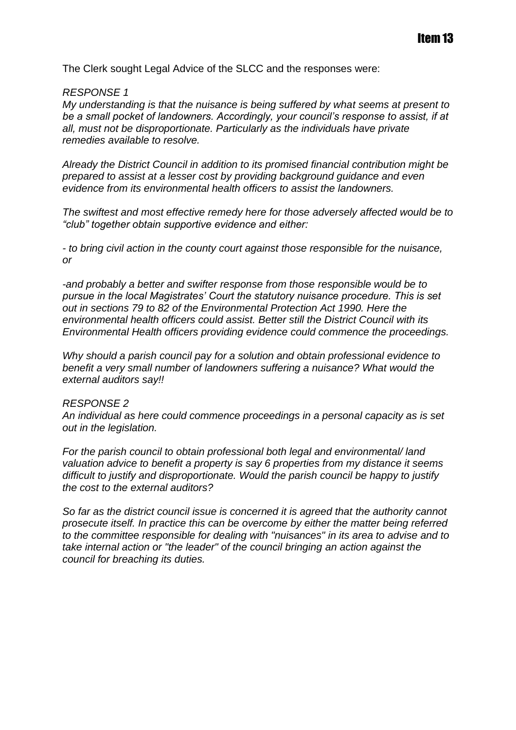# Item 13

The Clerk sought Legal Advice of the SLCC and the responses were:

*RESPONSE 1*

*My understanding is that the nuisance is being suffered by what seems at present to be a small pocket of landowners. Accordingly, your council's response to assist, if at all, must not be disproportionate. Particularly as the individuals have private remedies available to resolve.*

*Already the District Council in addition to its promised financial contribution might be prepared to assist at a lesser cost by providing background guidance and even evidence from its environmental health officers to assist the landowners.*

*The swiftest and most effective remedy here for those adversely affected would be to "club" together obtain supportive evidence and either:*

*- to bring civil action in the county court against those responsible for the nuisance, or*

*-and probably a better and swifter response from those responsible would be to pursue in the local Magistrates' Court the statutory nuisance procedure. This is set out in sections 79 to 82 of the Environmental Protection Act 1990. Here the environmental health officers could assist. Better still the District Council with its Environmental Health officers providing evidence could commence the proceedings.*

*Why should a parish council pay for a solution and obtain professional evidence to benefit a very small number of landowners suffering a nuisance? What would the external auditors say!!*

*RESPONSE 2*

*An individual as here could commence proceedings in a personal capacity as is set out in the legislation.*

*For the parish council to obtain professional both legal and environmental/ land valuation advice to benefit a property is say 6 properties from my distance it seems difficult to justify and disproportionate. Would the parish council be happy to justify the cost to the external auditors?*

*So far as the district council issue is concerned it is agreed that the authority cannot prosecute itself. In practice this can be overcome by either the matter being referred to the committee responsible for dealing with "nuisances" in its area to advise and to take internal action or "the leader" of the council bringing an action against the council for breaching its duties.*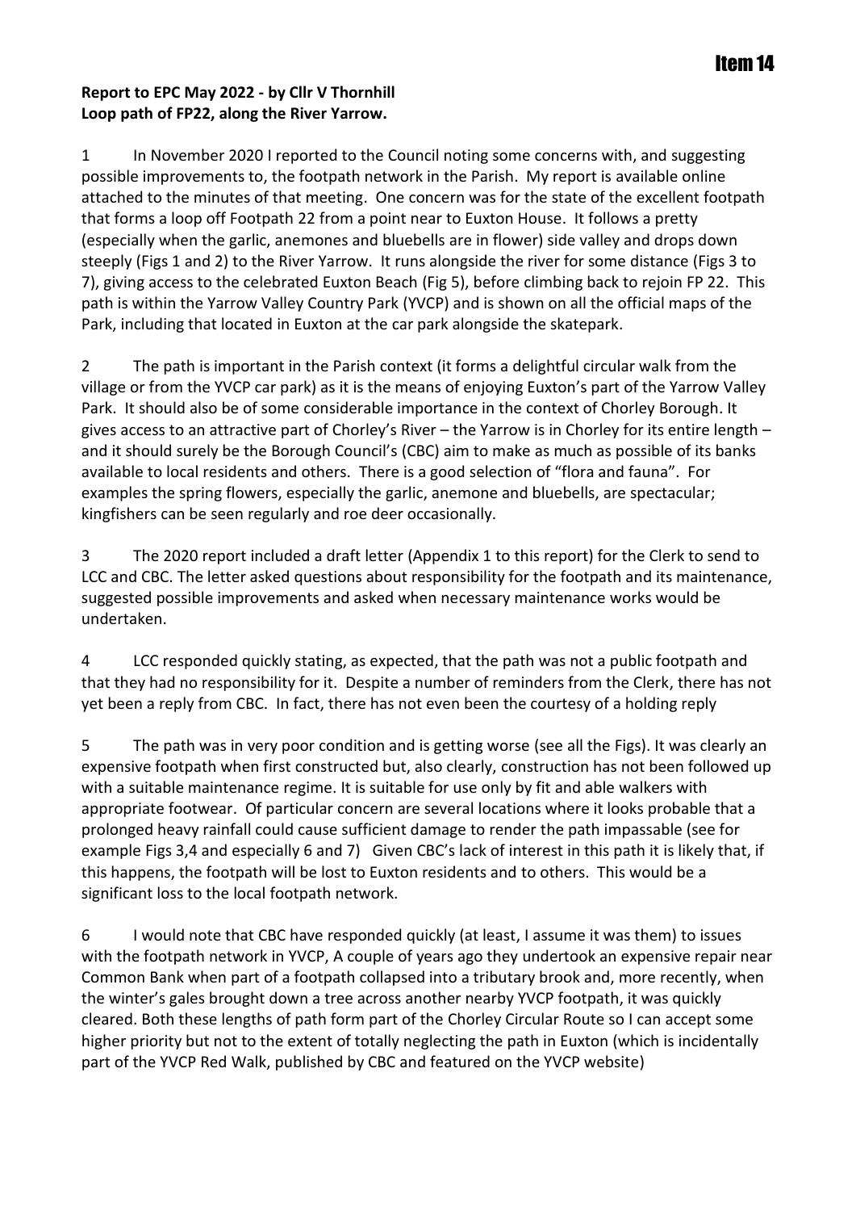Item 14

**Report to EPC May 2022 - by Cllr V Thornhill**
**Loop path of FP22, along the River Yarrow.**

1 In November 2020 I reported to the Council noting some concerns with, and suggesting possible improvements to, the footpath network in the Parish. My report is available online attached to the minutes of that meeting. One concern was for the state of the excellent footpath that forms a loop off Footpath 22 from a point near to Euxton House. It follows a pretty (especially when the garlic, anemones and bluebells are in flower) side valley and drops down steeply (Figs 1 and 2) to the River Yarrow. It runs alongside the river for some distance (Figs 3 to 7), giving access to the celebrated Euxton Beach (Fig 5), before climbing back to rejoin FP 22. This path is within the Yarrow Valley Country Park (YVCP) and is shown on all the official maps of the Park, including that located in Euxton at the car park alongside the skatepark.

2 The path is important in the Parish context (it forms a delightful circular walk from the village or from the YVCP car park) as it is the means of enjoying Euxton's part of the Yarrow Valley Park. It should also be of some considerable importance in the context of Chorley Borough. It gives access to an attractive part of Chorley's River – the Yarrow is in Chorley for its entire length – and it should surely be the Borough Council's (CBC) aim to make as much as possible of its banks available to local residents and others. There is a good selection of "flora and fauna". For examples the spring flowers, especially the garlic, anemone and bluebells, are spectacular; kingfishers can be seen regularly and roe deer occasionally.

3 The 2020 report included a draft letter (Appendix 1 to this report) for the Clerk to send to LCC and CBC. The letter asked questions about responsibility for the footpath and its maintenance, suggested possible improvements and asked when necessary maintenance works would be undertaken.

4 LCC responded quickly stating, as expected, that the path was not a public footpath and that they had no responsibility for it. Despite a number of reminders from the Clerk, there has not yet been a reply from CBC. In fact, there has not even been the courtesy of a holding reply

5 The path was in very poor condition and is getting worse (see all the Figs). It was clearly an expensive footpath when first constructed but, also clearly, construction has not been followed up with a suitable maintenance regime. It is suitable for use only by fit and able walkers with appropriate footwear. Of particular concern are several locations where it looks probable that a prolonged heavy rainfall could cause sufficient damage to render the path impassable (see for example Figs 3,4 and especially 6 and 7) Given CBC's lack of interest in this path it is likely that, if this happens, the footpath will be lost to Euxton residents and to others. This would be a significant loss to the local footpath network.

6 I would note that CBC have responded quickly (at least, I assume it was them) to issues with the footpath network in YVCP, A couple of years ago they undertook an expensive repair near Common Bank when part of a footpath collapsed into a tributary brook and, more recently, when the winter's gales brought down a tree across another nearby YVCP footpath, it was quickly cleared. Both these lengths of path form part of the Chorley Circular Route so I can accept some higher priority but not to the extent of totally neglecting the path in Euxton (which is incidentally part of the YVCP Red Walk, published by CBC and featured on the YVCP website)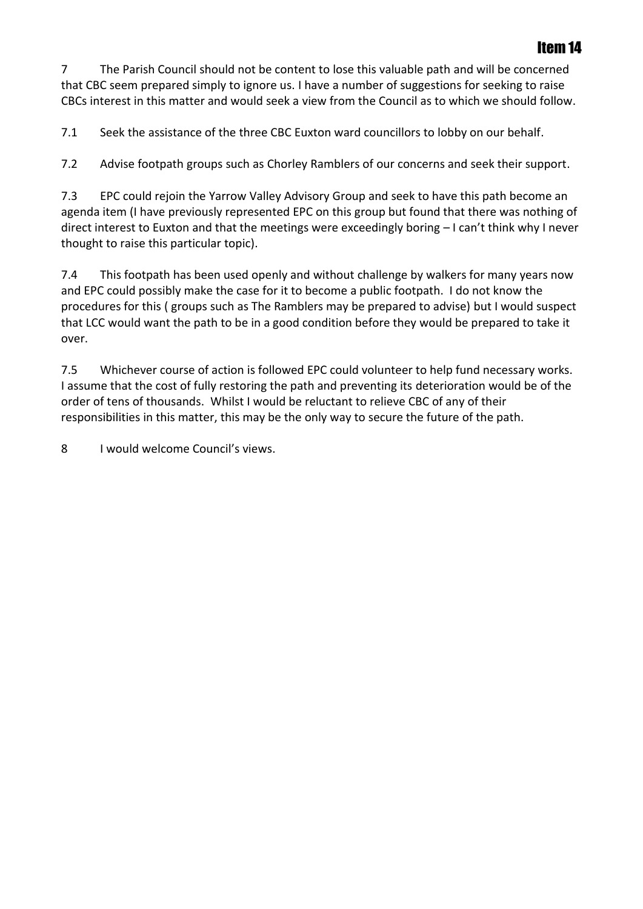7 The Parish Council should not be content to lose this valuable path and will be concerned that CBC seem prepared simply to ignore us. I have a number of suggestions for seeking to raise CBCs interest in this matter and would seek a view from the Council as to which we should follow.

7.1 Seek the assistance of the three CBC Euxton ward councillors to lobby on our behalf.

7.2 Advise footpath groups such as Chorley Ramblers of our concerns and seek their support.

7.3 EPC could rejoin the Yarrow Valley Advisory Group and seek to have this path become an agenda item (I have previously represented EPC on this group but found that there was nothing of direct interest to Euxton and that the meetings were exceedingly boring – I can't think why I never thought to raise this particular topic).

7.4 This footpath has been used openly and without challenge by walkers for many years now and EPC could possibly make the case for it to become a public footpath. I do not know the procedures for this ( groups such as The Ramblers may be prepared to advise) but I would suspect that LCC would want the path to be in a good condition before they would be prepared to take it over.

7.5 Whichever course of action is followed EPC could volunteer to help fund necessary works. I assume that the cost of fully restoring the path and preventing its deterioration would be of the order of tens of thousands. Whilst I would be reluctant to relieve CBC of any of their responsibilities in this matter, this may be the only way to secure the future of the path.

8 I would welcome Council's views.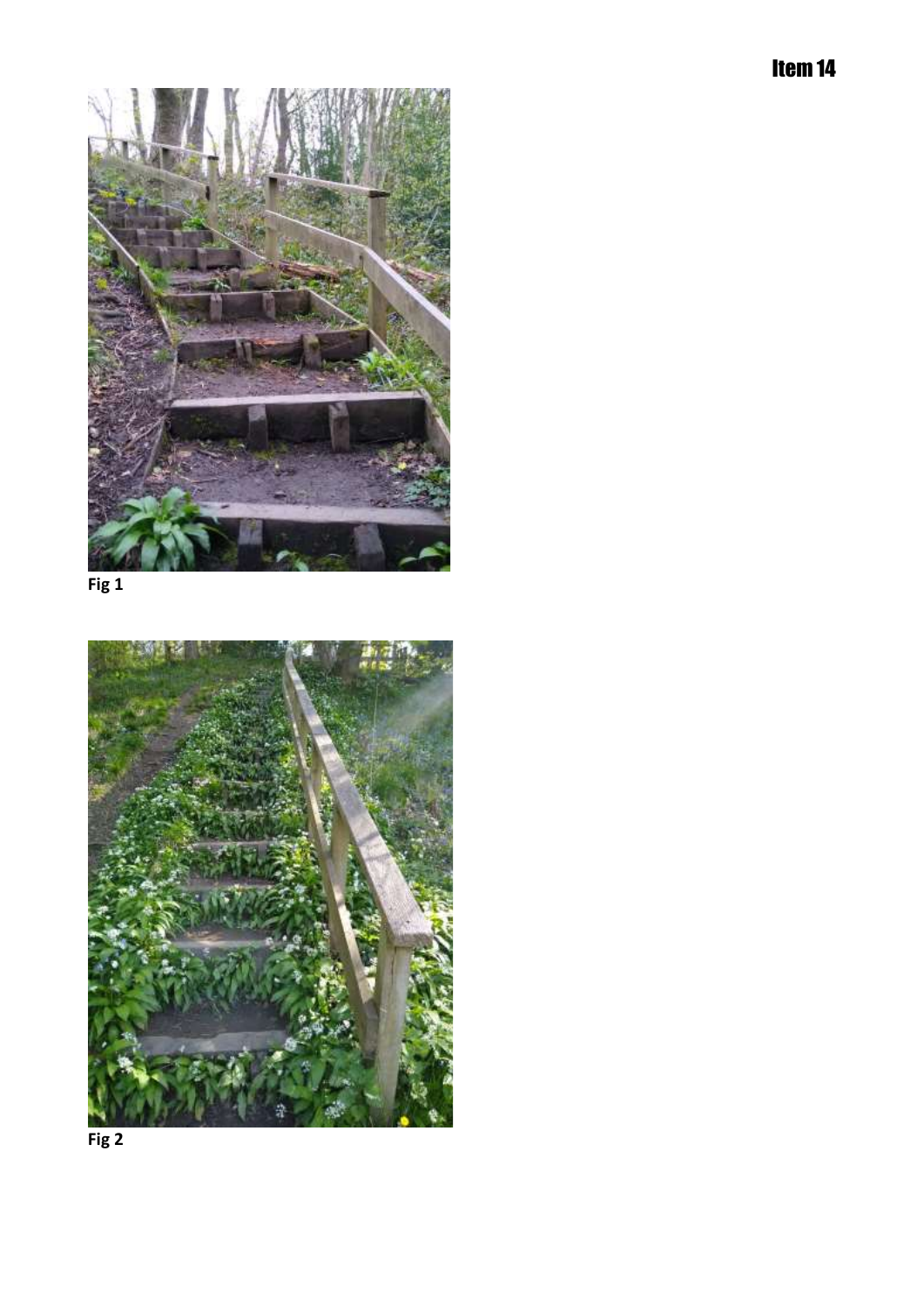# Item 14

Fig 1

Fig 2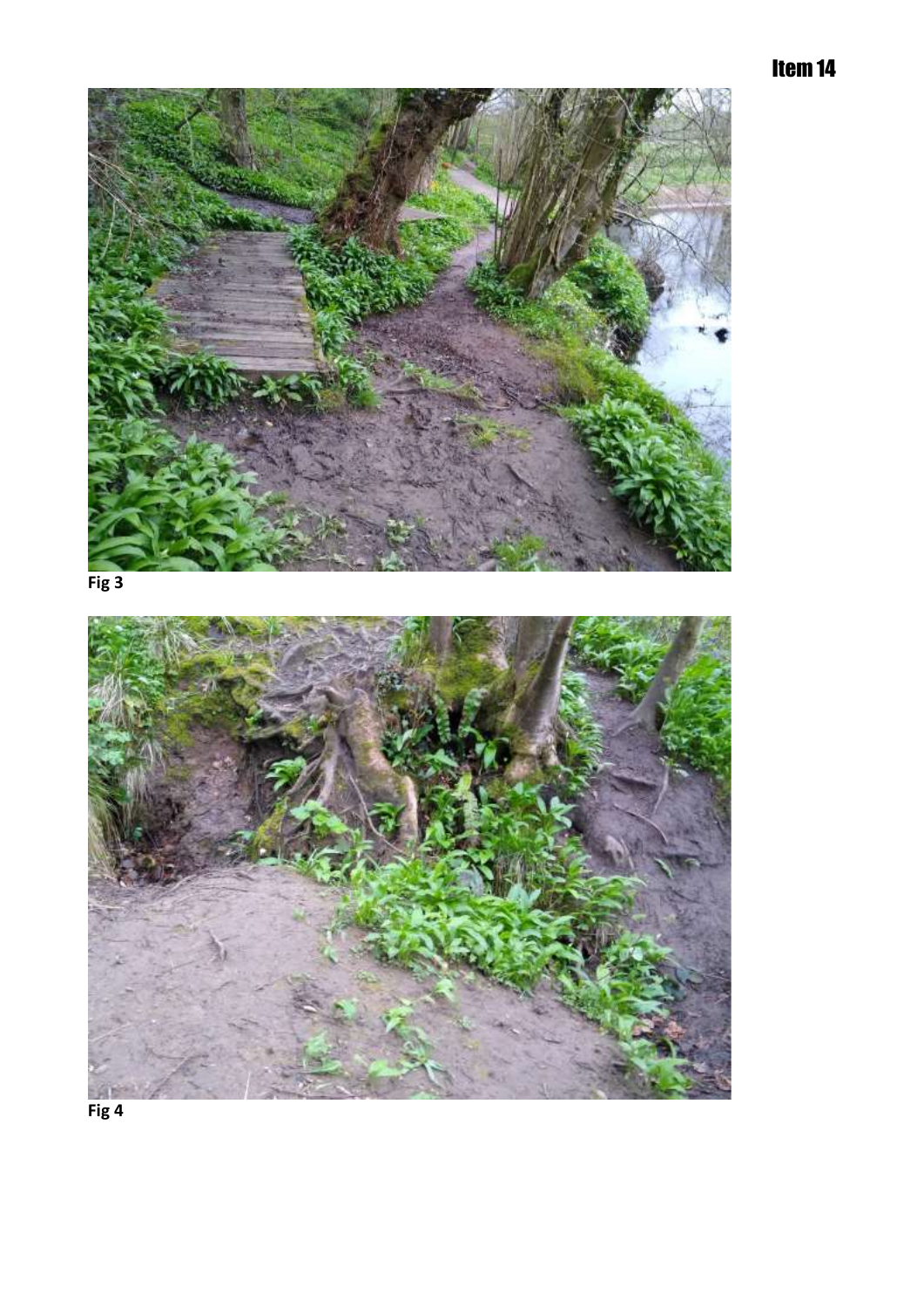Item 14

Fig 3

Fig 4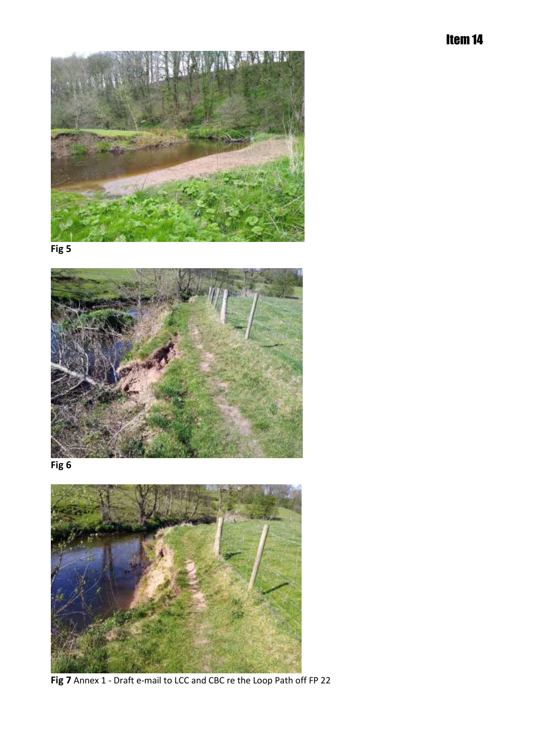**Fig 5**

**Fig 6**

**Fig 7** Annex 1 - Draft e-mail to LCC and CBC re the Loop Path off FP 22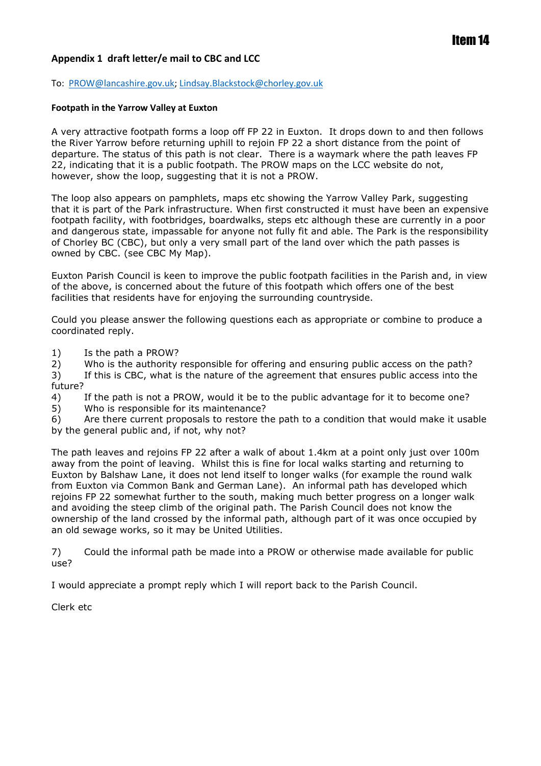Item 14

## Appendix 1 draft letter/e mail to CBC and LCC

To: PROW@lancashire.gov.uk; Lindsay.Blackstock@chorley.gov.uk

### Footpath in the Yarrow Valley at Euxton

A very attractive footpath forms a loop off FP 22 in Euxton. It drops down to and then follows the River Yarrow before returning uphill to rejoin FP 22 a short distance from the point of departure. The status of this path is not clear. There is a waymark where the path leaves FP 22, indicating that it is a public footpath. The PROW maps on the LCC website do not, however, show the loop, suggesting that it is not a PROW.

The loop also appears on pamphlets, maps etc showing the Yarrow Valley Park, suggesting that it is part of the Park infrastructure. When first constructed it must have been an expensive footpath facility, with footbridges, boardwalks, steps etc although these are currently in a poor and dangerous state, impassable for anyone not fully fit and able. The Park is the responsibility of Chorley BC (CBC), but only a very small part of the land over which the path passes is owned by CBC. (see CBC My Map).

Euxton Parish Council is keen to improve the public footpath facilities in the Parish and, in view of the above, is concerned about the future of this footpath which offers one of the best facilities that residents have for enjoying the surrounding countryside.

Could you please answer the following questions each as appropriate or combine to produce a coordinated reply.

1) Is the path a PROW?
2) Who is the authority responsible for offering and ensuring public access on the path?
3) If this is CBC, what is the nature of the agreement that ensures public access into the future?
4) If the path is not a PROW, would it be to the public advantage for it to become one?
5) Who is responsible for its maintenance?
6) Are there current proposals to restore the path to a condition that would make it usable by the general public and, if not, why not?

The path leaves and rejoins FP 22 after a walk of about 1.4km at a point only just over 100m away from the point of leaving. Whilst this is fine for local walks starting and returning to Euxton by Balshaw Lane, it does not lend itself to longer walks (for example the round walk from Euxton via Common Bank and German Lane). An informal path has developed which rejoins FP 22 somewhat further to the south, making much better progress on a longer walk and avoiding the steep climb of the original path. The Parish Council does not know the ownership of the land crossed by the informal path, although part of it was once occupied by an old sewage works, so it may be United Utilities.

7) Could the informal path be made into a PROW or otherwise made available for public use?

I would appreciate a prompt reply which I will report back to the Parish Council.

Clerk etc